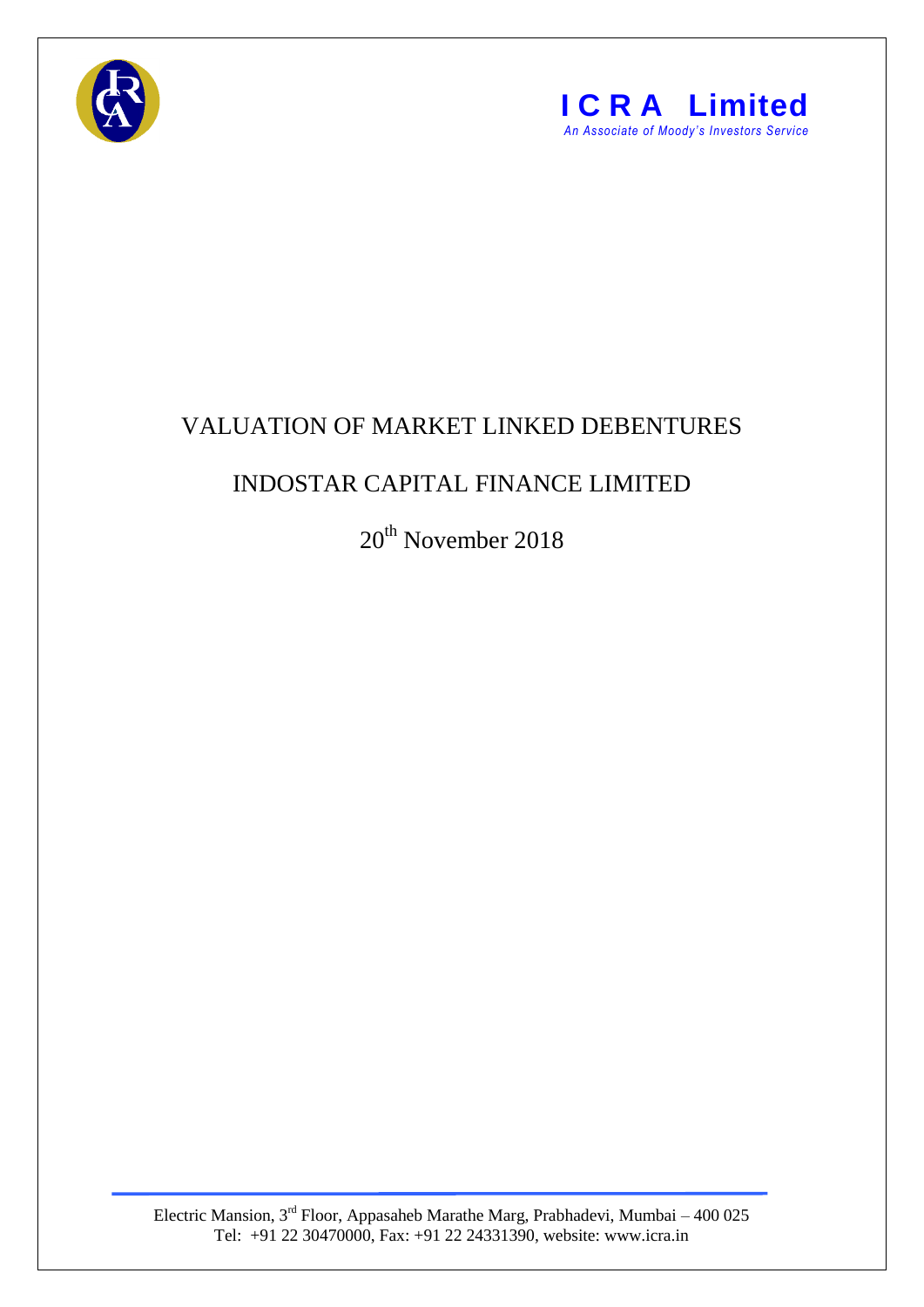**ICRA Limited**

*An Associate of Moody's Investors Service*

# VALUATION OF MARKET LINKED DEBENTURES

# INDOSTAR CAPITAL FINANCE LIMITED

20th November 2018

Electric Mansion, 3rd Floor, Appasaheb Marathe Marg, Prabhadevi, Mumbai – 400 025
Tel: +91 22 30470000, Fax: +91 22 24331390, website: www.icra.in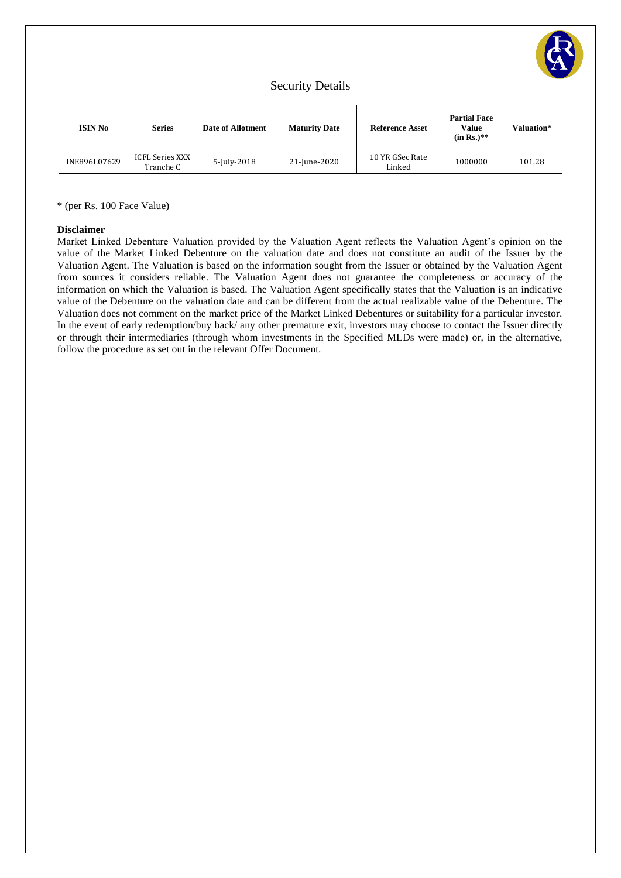## Security Details

| ISIN No | Series | Date of Allotment | Maturity Date | Reference Asset | Partial Face Value (in Rs.)** | Valuation* |
|---|---|---|---|---|---|---|
| INE896L07629 | ICFL Series XXX Tranche C | 5-July-2018 | 21-June-2020 | 10 YR GSec Rate Linked | 1000000 | 101.28 |

* (per Rs. 100 Face Value)

**Disclaimer**

Market Linked Debenture Valuation provided by the Valuation Agent reflects the Valuation Agent's opinion on the value of the Market Linked Debenture on the valuation date and does not constitute an audit of the Issuer by the Valuation Agent. The Valuation is based on the information sought from the Issuer or obtained by the Valuation Agent from sources it considers reliable. The Valuation Agent does not guarantee the completeness or accuracy of the information on which the Valuation is based. The Valuation Agent specifically states that the Valuation is an indicative value of the Debenture on the valuation date and can be different from the actual realizable value of the Debenture. The Valuation does not comment on the market price of the Market Linked Debentures or suitability for a particular investor. In the event of early redemption/buy back/ any other premature exit, investors may choose to contact the Issuer directly or through their intermediaries (through whom investments in the Specified MLDs were made) or, in the alternative, follow the procedure as set out in the relevant Offer Document.